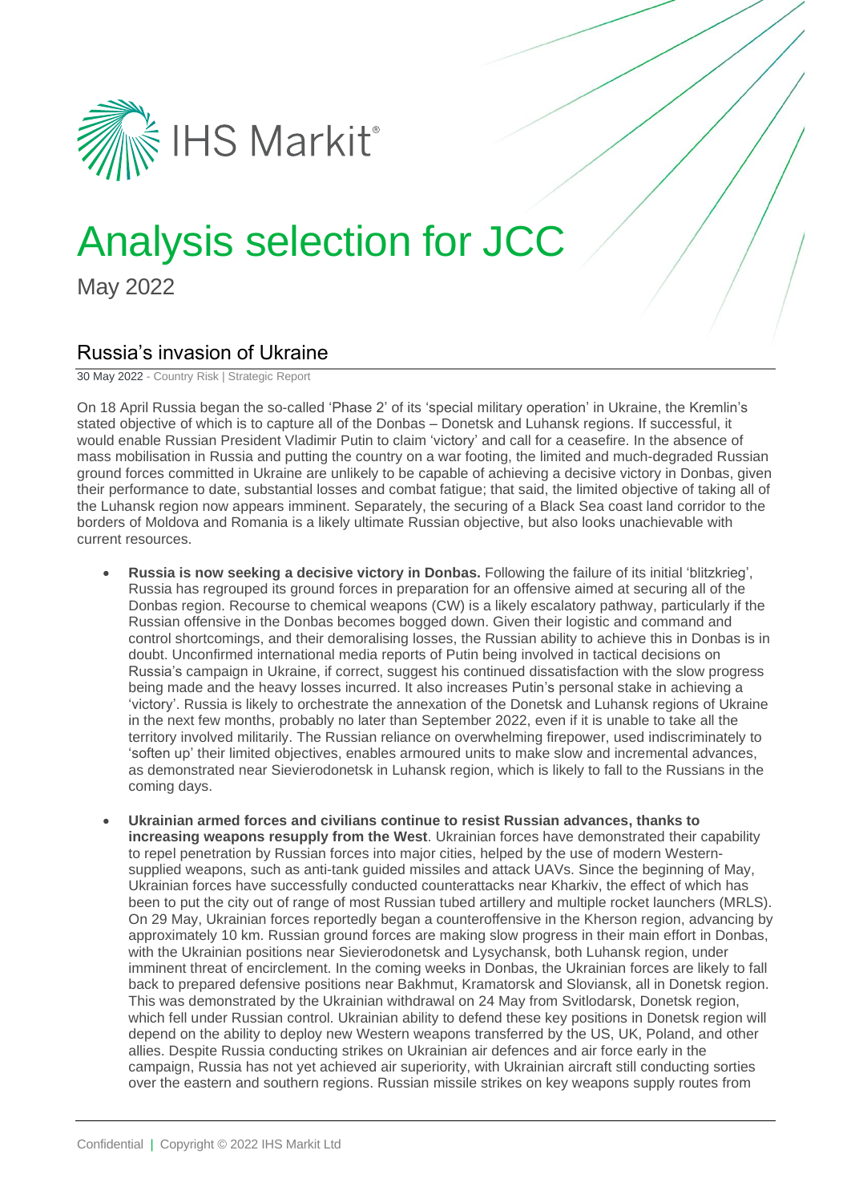IHS Markit®

# Analysis selection for JCC

May 2022

## Russia's invasion of Ukraine

30 May 2022 - Country Risk | Strategic Report

On 18 April Russia began the so-called 'Phase 2' of its 'special military operation' in Ukraine, the Kremlin's stated objective of which is to capture all of the Donbas – Donetsk and Luhansk regions. If successful, it would enable Russian President Vladimir Putin to claim 'victory' and call for a ceasefire. In the absence of mass mobilisation in Russia and putting the country on a war footing, the limited and much-degraded Russian ground forces committed in Ukraine are unlikely to be capable of achieving a decisive victory in Donbas, given their performance to date, substantial losses and combat fatigue; that said, the limited objective of taking all of the Luhansk region now appears imminent. Separately, the securing of a Black Sea coast land corridor to the borders of Moldova and Romania is a likely ultimate Russian objective, but also looks unachievable with current resources.

- **Russia is now seeking a decisive victory in Donbas.** Following the failure of its initial 'blitzkrieg', Russia has regrouped its ground forces in preparation for an offensive aimed at securing all of the Donbas region. Recourse to chemical weapons (CW) is a likely escalatory pathway, particularly if the Russian offensive in the Donbas becomes bogged down. Given their logistic and command and control shortcomings, and their demoralising losses, the Russian ability to achieve this in Donbas is in doubt. Unconfirmed international media reports of Putin being involved in tactical decisions on Russia's campaign in Ukraine, if correct, suggest his continued dissatisfaction with the slow progress being made and the heavy losses incurred. It also increases Putin's personal stake in achieving a 'victory'. Russia is likely to orchestrate the annexation of the Donetsk and Luhansk regions of Ukraine in the next few months, probably no later than September 2022, even if it is unable to take all the territory involved militarily. The Russian reliance on overwhelming firepower, used indiscriminately to 'soften up' their limited objectives, enables armoured units to make slow and incremental advances, as demonstrated near Sievierodonetsk in Luhansk region, which is likely to fall to the Russians in the coming days.

- **Ukrainian armed forces and civilians continue to resist Russian advances, thanks to increasing weapons resupply from the West**. Ukrainian forces have demonstrated their capability to repel penetration by Russian forces into major cities, helped by the use of modern Western-supplied weapons, such as anti-tank guided missiles and attack UAVs. Since the beginning of May, Ukrainian forces have successfully conducted counterattacks near Kharkiv, the effect of which has been to put the city out of range of most Russian tubed artillery and multiple rocket launchers (MRLS). On 29 May, Ukrainian forces reportedly began a counteroffensive in the Kherson region, advancing by approximately 10 km. Russian ground forces are making slow progress in their main effort in Donbas, with the Ukrainian positions near Sievierodonetsk and Lysychansk, both Luhansk region, under imminent threat of encirclement. In the coming weeks in Donbas, the Ukrainian forces are likely to fall back to prepared defensive positions near Bakhmut, Kramatorsk and Sloviansk, all in Donetsk region. This was demonstrated by the Ukrainian withdrawal on 24 May from Svitlodarsk, Donetsk region, which fell under Russian control. Ukrainian ability to defend these key positions in Donetsk region will depend on the ability to deploy new Western weapons transferred by the US, UK, Poland, and other allies. Despite Russia conducting strikes on Ukrainian air defences and air force early in the campaign, Russia has not yet achieved air superiority, with Ukrainian aircraft still conducting sorties over the eastern and southern regions. Russian missile strikes on key weapons supply routes from

Confidential | Copyright © 2022 IHS Markit Ltd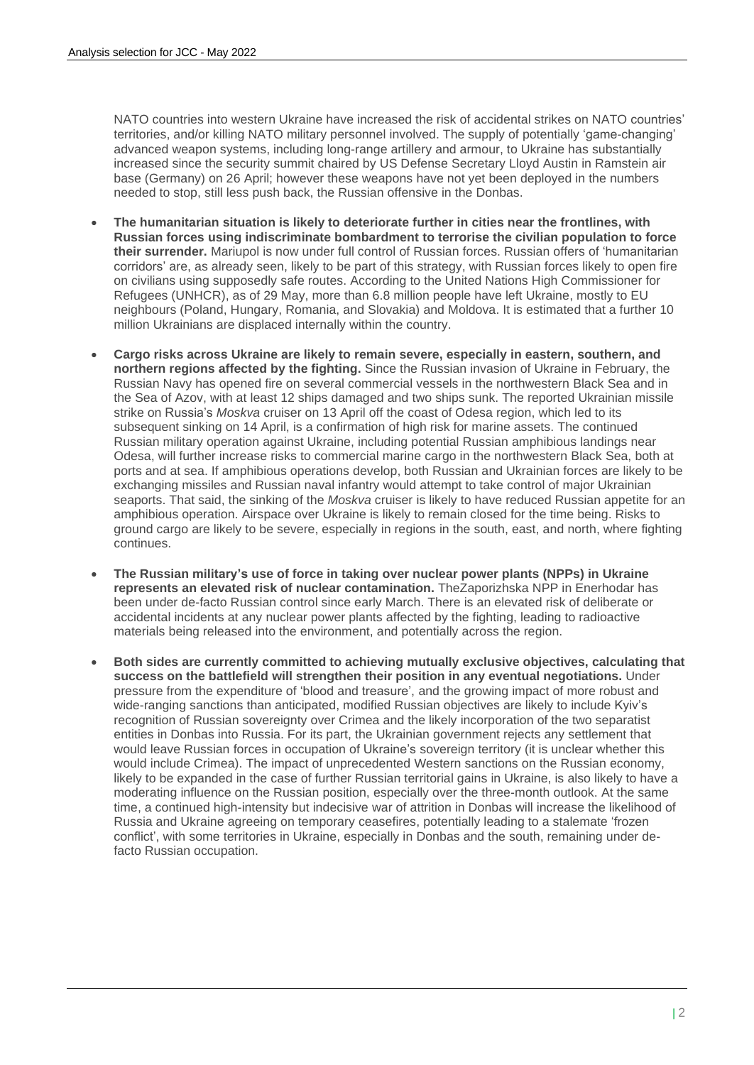NATO countries into western Ukraine have increased the risk of accidental strikes on NATO countries' territories, and/or killing NATO military personnel involved. The supply of potentially 'game-changing' advanced weapon systems, including long-range artillery and armour, to Ukraine has substantially increased since the security summit chaired by US Defense Secretary Lloyd Austin in Ramstein air base (Germany) on 26 April; however these weapons have not yet been deployed in the numbers needed to stop, still less push back, the Russian offensive in the Donbas.

- **The humanitarian situation is likely to deteriorate further in cities near the frontlines, with Russian forces using indiscriminate bombardment to terrorise the civilian population to force their surrender.** Mariupol is now under full control of Russian forces. Russian offers of 'humanitarian corridors' are, as already seen, likely to be part of this strategy, with Russian forces likely to open fire on civilians using supposedly safe routes. According to the United Nations High Commissioner for Refugees (UNHCR), as of 29 May, more than 6.8 million people have left Ukraine, mostly to EU neighbours (Poland, Hungary, Romania, and Slovakia) and Moldova. It is estimated that a further 10 million Ukrainians are displaced internally within the country.
- **Cargo risks across Ukraine are likely to remain severe, especially in eastern, southern, and northern regions affected by the fighting.** Since the Russian invasion of Ukraine in February, the Russian Navy has opened fire on several commercial vessels in the northwestern Black Sea and in the Sea of Azov, with at least 12 ships damaged and two ships sunk. The reported Ukrainian missile strike on Russia's *Moskva* cruiser on 13 April off the coast of Odesa region, which led to its subsequent sinking on 14 April, is a confirmation of high risk for marine assets. The continued Russian military operation against Ukraine, including potential Russian amphibious landings near Odesa, will further increase risks to commercial marine cargo in the northwestern Black Sea, both at ports and at sea. If amphibious operations develop, both Russian and Ukrainian forces are likely to be exchanging missiles and Russian naval infantry would attempt to take control of major Ukrainian seaports. That said, the sinking of the *Moskva* cruiser is likely to have reduced Russian appetite for an amphibious operation. Airspace over Ukraine is likely to remain closed for the time being. Risks to ground cargo are likely to be severe, especially in regions in the south, east, and north, where fighting continues.
- **The Russian military's use of force in taking over nuclear power plants (NPPs) in Ukraine represents an elevated risk of nuclear contamination.** TheZaporizhska NPP in Enerhodar has been under de-facto Russian control since early March. There is an elevated risk of deliberate or accidental incidents at any nuclear power plants affected by the fighting, leading to radioactive materials being released into the environment, and potentially across the region.
- **Both sides are currently committed to achieving mutually exclusive objectives, calculating that success on the battlefield will strengthen their position in any eventual negotiations.** Under pressure from the expenditure of 'blood and treasure', and the growing impact of more robust and wide-ranging sanctions than anticipated, modified Russian objectives are likely to include Kyiv's recognition of Russian sovereignty over Crimea and the likely incorporation of the two separatist entities in Donbas into Russia. For its part, the Ukrainian government rejects any settlement that would leave Russian forces in occupation of Ukraine's sovereign territory (it is unclear whether this would include Crimea). The impact of unprecedented Western sanctions on the Russian economy, likely to be expanded in the case of further Russian territorial gains in Ukraine, is also likely to have a moderating influence on the Russian position, especially over the three-month outlook. At the same time, a continued high-intensity but indecisive war of attrition in Donbas will increase the likelihood of Russia and Ukraine agreeing on temporary ceasefires, potentially leading to a stalemate 'frozen conflict', with some territories in Ukraine, especially in Donbas and the south, remaining under de-facto Russian occupation.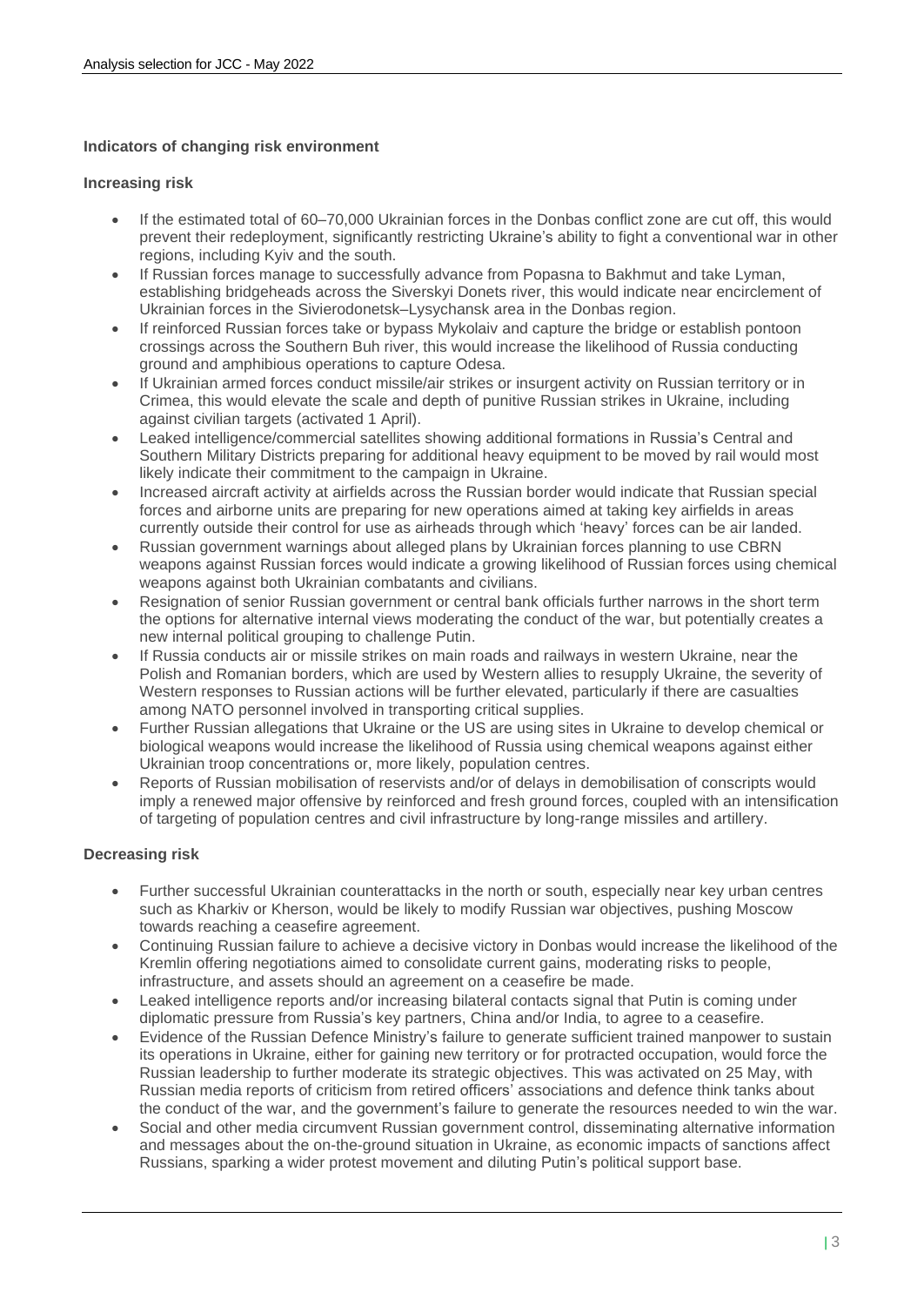**Indicators of changing risk environment**

**Increasing risk**

- If the estimated total of 60–70,000 Ukrainian forces in the Donbas conflict zone are cut off, this would prevent their redeployment, significantly restricting Ukraine's ability to fight a conventional war in other regions, including Kyiv and the south.
- If Russian forces manage to successfully advance from Popasna to Bakhmut and take Lyman, establishing bridgeheads across the Siverskyi Donets river, this would indicate near encirclement of Ukrainian forces in the Sivierodonetsk–Lysychansk area in the Donbas region.
- If reinforced Russian forces take or bypass Mykolaiv and capture the bridge or establish pontoon crossings across the Southern Buh river, this would increase the likelihood of Russia conducting ground and amphibious operations to capture Odesa.
- If Ukrainian armed forces conduct missile/air strikes or insurgent activity on Russian territory or in Crimea, this would elevate the scale and depth of punitive Russian strikes in Ukraine, including against civilian targets (activated 1 April).
- Leaked intelligence/commercial satellites showing additional formations in Russia's Central and Southern Military Districts preparing for additional heavy equipment to be moved by rail would most likely indicate their commitment to the campaign in Ukraine.
- Increased aircraft activity at airfields across the Russian border would indicate that Russian special forces and airborne units are preparing for new operations aimed at taking key airfields in areas currently outside their control for use as airheads through which 'heavy' forces can be air landed.
- Russian government warnings about alleged plans by Ukrainian forces planning to use CBRN weapons against Russian forces would indicate a growing likelihood of Russian forces using chemical weapons against both Ukrainian combatants and civilians.
- Resignation of senior Russian government or central bank officials further narrows in the short term the options for alternative internal views moderating the conduct of the war, but potentially creates a new internal political grouping to challenge Putin.
- If Russia conducts air or missile strikes on main roads and railways in western Ukraine, near the Polish and Romanian borders, which are used by Western allies to resupply Ukraine, the severity of Western responses to Russian actions will be further elevated, particularly if there are casualties among NATO personnel involved in transporting critical supplies.
- Further Russian allegations that Ukraine or the US are using sites in Ukraine to develop chemical or biological weapons would increase the likelihood of Russia using chemical weapons against either Ukrainian troop concentrations or, more likely, population centres.
- Reports of Russian mobilisation of reservists and/or of delays in demobilisation of conscripts would imply a renewed major offensive by reinforced and fresh ground forces, coupled with an intensification of targeting of population centres and civil infrastructure by long-range missiles and artillery.

**Decreasing risk**

- Further successful Ukrainian counterattacks in the north or south, especially near key urban centres such as Kharkiv or Kherson, would be likely to modify Russian war objectives, pushing Moscow towards reaching a ceasefire agreement.
- Continuing Russian failure to achieve a decisive victory in Donbas would increase the likelihood of the Kremlin offering negotiations aimed to consolidate current gains, moderating risks to people, infrastructure, and assets should an agreement on a ceasefire be made.
- Leaked intelligence reports and/or increasing bilateral contacts signal that Putin is coming under diplomatic pressure from Russia's key partners, China and/or India, to agree to a ceasefire.
- Evidence of the Russian Defence Ministry's failure to generate sufficient trained manpower to sustain its operations in Ukraine, either for gaining new territory or for protracted occupation, would force the Russian leadership to further moderate its strategic objectives. This was activated on 25 May, with Russian media reports of criticism from retired officers' associations and defence think tanks about the conduct of the war, and the government's failure to generate the resources needed to win the war.
- Social and other media circumvent Russian government control, disseminating alternative information and messages about the on-the-ground situation in Ukraine, as economic impacts of sanctions affect Russians, sparking a wider protest movement and diluting Putin's political support base.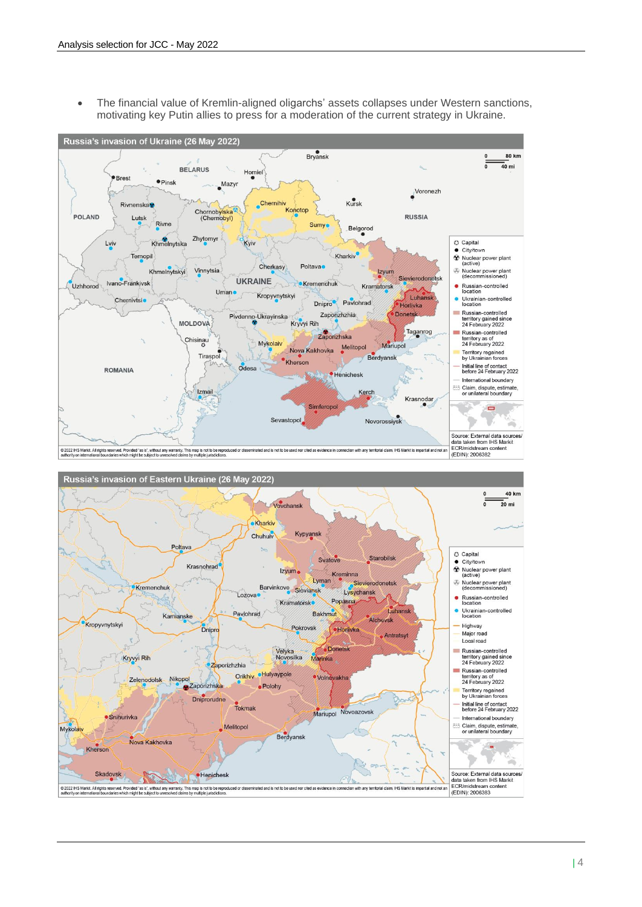- The financial value of Kremlin-aligned oligarchs' assets collapses under Western sanctions, motivating key Putin allies to press for a moderation of the current strategy in Ukraine.

**Russia's invasion of Ukraine (26 May 2022)**

Source: External data sources/ data taken from IHS Markit ECR/midstream content (EDIN): 2006382

© 2022 IHS Markit. All rights reserved. Provided "as is", without any warranty. This map is not to be reproduced or disseminated and is not to be used nor cited as evidence in connection with any territorial claim. IHS Markit is impartial and not an authority on international boundaries which might be subject to unresolved claims by multiple jurisdictions.

**Russia's invasion of Eastern Ukraine (26 May 2022)**

Source: External data sources/ data taken from IHS Markit ECR/midstream content (EDIN): 2006383

© 2022 IHS Markit. All rights reserved. Provided "as is", without any warranty. This map is not to be reproduced or disseminated and is not to be used nor cited as evidence in connection with any territorial claim. IHS Markit is impartial and not an authority on international boundaries which might be subject to unresolved claims by multiple jurisdictions.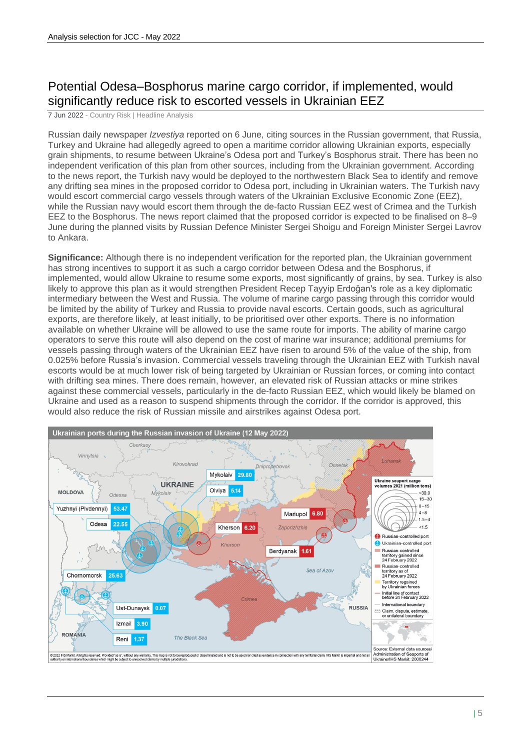# Potential Odesa–Bosphorus marine cargo corridor, if implemented, would significantly reduce risk to escorted vessels in Ukrainian EEZ

7 Jun 2022 - Country Risk | Headline Analysis

Russian daily newspaper *Izvestiya* reported on 6 June, citing sources in the Russian government, that Russia, Turkey and Ukraine had allegedly agreed to open a maritime corridor allowing Ukrainian exports, especially grain shipments, to resume between Ukraine's Odesa port and Turkey's Bosphorus strait. There has been no independent verification of this plan from other sources, including from the Ukrainian government. According to the news report, the Turkish navy would be deployed to the northwestern Black Sea to identify and remove any drifting sea mines in the proposed corridor to Odesa port, including in Ukrainian waters. The Turkish navy would escort commercial cargo vessels through waters of the Ukrainian Exclusive Economic Zone (EEZ), while the Russian navy would escort them through the de-facto Russian EEZ west of Crimea and the Turkish EEZ to the Bosphorus. The news report claimed that the proposed corridor is expected to be finalised on 8–9 June during the planned visits by Russian Defence Minister Sergei Shoigu and Foreign Minister Sergei Lavrov to Ankara.

**Significance:** Although there is no independent verification for the reported plan, the Ukrainian government has strong incentives to support it as such a cargo corridor between Odesa and the Bosphorus, if implemented, would allow Ukraine to resume some exports, most significantly of grains, by sea. Turkey is also likely to approve this plan as it would strengthen President Recep Tayyip Erdoğan's role as a key diplomatic intermediary between the West and Russia. The volume of marine cargo passing through this corridor would be limited by the ability of Turkey and Russia to provide naval escorts. Certain goods, such as agricultural exports, are therefore likely, at least initially, to be prioritised over other exports. There is no information available on whether Ukraine will be allowed to use the same route for imports. The ability of marine cargo operators to serve this route will also depend on the cost of marine war insurance; additional premiums for vessels passing through waters of the Ukrainian EEZ have risen to around 5% of the value of the ship, from 0.025% before Russia's invasion. Commercial vessels traveling through the Ukrainian EEZ with Turkish naval escorts would be at much lower risk of being targeted by Ukrainian or Russian forces, or coming into contact with drifting sea mines. There does remain, however, an elevated risk of Russian attacks or mine strikes against these commercial vessels, particularly in the de-facto Russian EEZ, which would likely be blamed on Ukraine and used as a reason to suspend shipments through the corridor. If the corridor is approved, this would also reduce the risk of Russian missile and airstrikes against Odesa port.

**Ukrainian ports during the Russian invasion of Ukraine (12 May 2022)**

Ukraine seaport cargo volumes 2021 (million tons):

| Port | Volume |
|---|---|
| Yuzhnyi (Pivdennyi) | 53.47 |
| Mykolaiv | 29.80 |
| Chornomorsk | 25.63 |
| Odesa | 22.55 |
| Mariupol | 6.80 |
| Kherson | 6.20 |
| Olviya | 5.14 |
| Izmail | 3.90 |
| Berdyansk | 1.61 |
| Reni | 1.37 |
| Ust-Dunaysk | 0.07 |

Source: External data sources/ Administration of Seaports of Ukraine/IHS Markit: 2006244

© 2022 IHS Markit. All rights reserved. Provided "as is", without any warranty. This map is not to be reproduced or disseminated and is not to be used nor cited as evidence in connection with any territorial claim. IHS Markit is impartial and not an authority on international boundaries which might be subject to unresolved claims by multiple jurisdictions.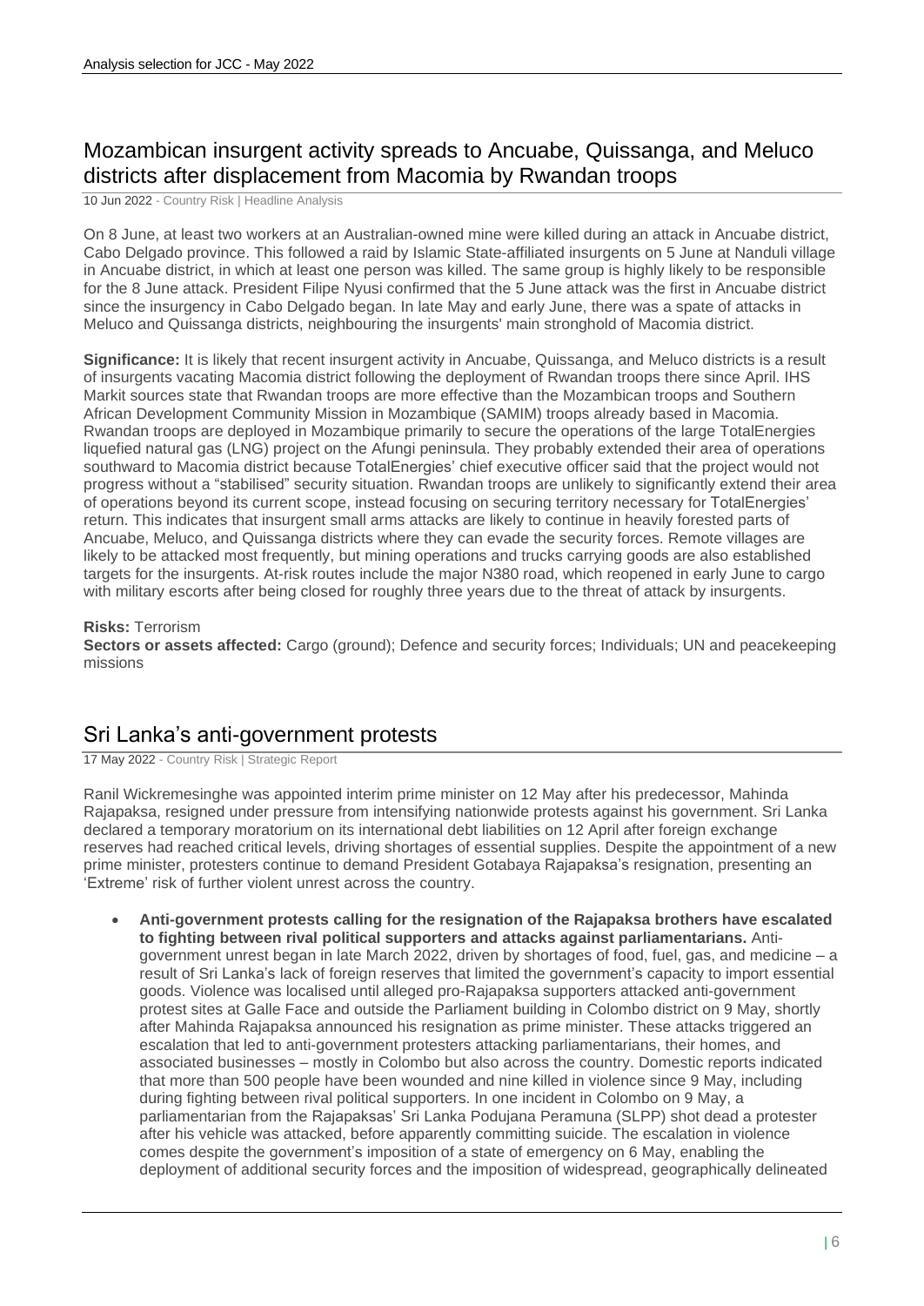## Mozambican insurgent activity spreads to Ancuabe, Quissanga, and Meluco districts after displacement from Macomia by Rwandan troops

10 Jun 2022 - Country Risk | Headline Analysis

On 8 June, at least two workers at an Australian-owned mine were killed during an attack in Ancuabe district, Cabo Delgado province. This followed a raid by Islamic State-affiliated insurgents on 5 June at Nanduli village in Ancuabe district, in which at least one person was killed. The same group is highly likely to be responsible for the 8 June attack. President Filipe Nyusi confirmed that the 5 June attack was the first in Ancuabe district since the insurgency in Cabo Delgado began. In late May and early June, there was a spate of attacks in Meluco and Quissanga districts, neighbouring the insurgents' main stronghold of Macomia district.

**Significance:** It is likely that recent insurgent activity in Ancuabe, Quissanga, and Meluco districts is a result of insurgents vacating Macomia district following the deployment of Rwandan troops there since April. IHS Markit sources state that Rwandan troops are more effective than the Mozambican troops and Southern African Development Community Mission in Mozambique (SAMIM) troops already based in Macomia. Rwandan troops are deployed in Mozambique primarily to secure the operations of the large TotalEnergies liquefied natural gas (LNG) project on the Afungi peninsula. They probably extended their area of operations southward to Macomia district because TotalEnergies' chief executive officer said that the project would not progress without a "stabilised" security situation. Rwandan troops are unlikely to significantly extend their area of operations beyond its current scope, instead focusing on securing territory necessary for TotalEnergies' return. This indicates that insurgent small arms attacks are likely to continue in heavily forested parts of Ancuabe, Meluco, and Quissanga districts where they can evade the security forces. Remote villages are likely to be attacked most frequently, but mining operations and trucks carrying goods are also established targets for the insurgents. At-risk routes include the major N380 road, which reopened in early June to cargo with military escorts after being closed for roughly three years due to the threat of attack by insurgents.

**Risks:** Terrorism
**Sectors or assets affected:** Cargo (ground); Defence and security forces; Individuals; UN and peacekeeping missions

## Sri Lanka's anti-government protests

17 May 2022 - Country Risk | Strategic Report

Ranil Wickremesinghe was appointed interim prime minister on 12 May after his predecessor, Mahinda Rajapaksa, resigned under pressure from intensifying nationwide protests against his government. Sri Lanka declared a temporary moratorium on its international debt liabilities on 12 April after foreign exchange reserves had reached critical levels, driving shortages of essential supplies. Despite the appointment of a new prime minister, protesters continue to demand President Gotabaya Rajapaksa's resignation, presenting an 'Extreme' risk of further violent unrest across the country.

- **Anti-government protests calling for the resignation of the Rajapaksa brothers have escalated to fighting between rival political supporters and attacks against parliamentarians.** Anti-government unrest began in late March 2022, driven by shortages of food, fuel, gas, and medicine – a result of Sri Lanka's lack of foreign reserves that limited the government's capacity to import essential goods. Violence was localised until alleged pro-Rajapaksa supporters attacked anti-government protest sites at Galle Face and outside the Parliament building in Colombo district on 9 May, shortly after Mahinda Rajapaksa announced his resignation as prime minister. These attacks triggered an escalation that led to anti-government protesters attacking parliamentarians, their homes, and associated businesses – mostly in Colombo but also across the country. Domestic reports indicated that more than 500 people have been wounded and nine killed in violence since 9 May, including during fighting between rival political supporters. In one incident in Colombo on 9 May, a parliamentarian from the Rajapaksas' Sri Lanka Podujana Peramuna (SLPP) shot dead a protester after his vehicle was attacked, before apparently committing suicide. The escalation in violence comes despite the government's imposition of a state of emergency on 6 May, enabling the deployment of additional security forces and the imposition of widespread, geographically delineated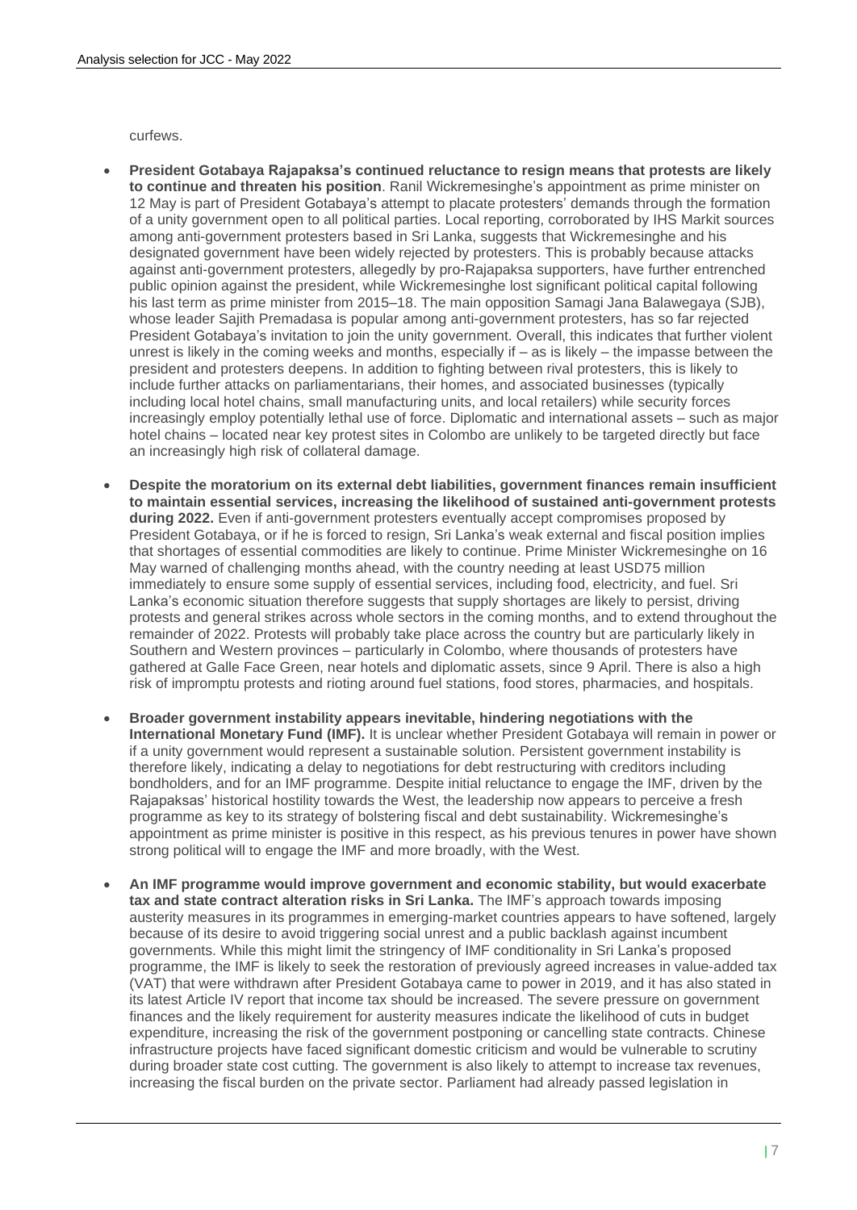curfews.

- **President Gotabaya Rajapaksa's continued reluctance to resign means that protests are likely to continue and threaten his position**. Ranil Wickremesinghe's appointment as prime minister on 12 May is part of President Gotabaya's attempt to placate protesters' demands through the formation of a unity government open to all political parties. Local reporting, corroborated by IHS Markit sources among anti-government protesters based in Sri Lanka, suggests that Wickremesinghe and his designated government have been widely rejected by protesters. This is probably because attacks against anti-government protesters, allegedly by pro-Rajapaksa supporters, have further entrenched public opinion against the president, while Wickremesinghe lost significant political capital following his last term as prime minister from 2015–18. The main opposition Samagi Jana Balawegaya (SJB), whose leader Sajith Premadasa is popular among anti-government protesters, has so far rejected President Gotabaya's invitation to join the unity government. Overall, this indicates that further violent unrest is likely in the coming weeks and months, especially if – as is likely – the impasse between the president and protesters deepens. In addition to fighting between rival protesters, this is likely to include further attacks on parliamentarians, their homes, and associated businesses (typically including local hotel chains, small manufacturing units, and local retailers) while security forces increasingly employ potentially lethal use of force. Diplomatic and international assets – such as major hotel chains – located near key protest sites in Colombo are unlikely to be targeted directly but face an increasingly high risk of collateral damage.

- **Despite the moratorium on its external debt liabilities, government finances remain insufficient to maintain essential services, increasing the likelihood of sustained anti-government protests during 2022.** Even if anti-government protesters eventually accept compromises proposed by President Gotabaya, or if he is forced to resign, Sri Lanka's weak external and fiscal position implies that shortages of essential commodities are likely to continue. Prime Minister Wickremesinghe on 16 May warned of challenging months ahead, with the country needing at least USD75 million immediately to ensure some supply of essential services, including food, electricity, and fuel. Sri Lanka's economic situation therefore suggests that supply shortages are likely to persist, driving protests and general strikes across whole sectors in the coming months, and to extend throughout the remainder of 2022. Protests will probably take place across the country but are particularly likely in Southern and Western provinces – particularly in Colombo, where thousands of protesters have gathered at Galle Face Green, near hotels and diplomatic assets, since 9 April. There is also a high risk of impromptu protests and rioting around fuel stations, food stores, pharmacies, and hospitals.

- **Broader government instability appears inevitable, hindering negotiations with the International Monetary Fund (IMF).** It is unclear whether President Gotabaya will remain in power or if a unity government would represent a sustainable solution. Persistent government instability is therefore likely, indicating a delay to negotiations for debt restructuring with creditors including bondholders, and for an IMF programme. Despite initial reluctance to engage the IMF, driven by the Rajapaksas' historical hostility towards the West, the leadership now appears to perceive a fresh programme as key to its strategy of bolstering fiscal and debt sustainability. Wickremesinghe's appointment as prime minister is positive in this respect, as his previous tenures in power have shown strong political will to engage the IMF and more broadly, with the West.

- **An IMF programme would improve government and economic stability, but would exacerbate tax and state contract alteration risks in Sri Lanka.** The IMF's approach towards imposing austerity measures in its programmes in emerging-market countries appears to have softened, largely because of its desire to avoid triggering social unrest and a public backlash against incumbent governments. While this might limit the stringency of IMF conditionality in Sri Lanka's proposed programme, the IMF is likely to seek the restoration of previously agreed increases in value-added tax (VAT) that were withdrawn after President Gotabaya came to power in 2019, and it has also stated in its latest Article IV report that income tax should be increased. The severe pressure on government finances and the likely requirement for austerity measures indicate the likelihood of cuts in budget expenditure, increasing the risk of the government postponing or cancelling state contracts. Chinese infrastructure projects have faced significant domestic criticism and would be vulnerable to scrutiny during broader state cost cutting. The government is also likely to attempt to increase tax revenues, increasing the fiscal burden on the private sector. Parliament had already passed legislation in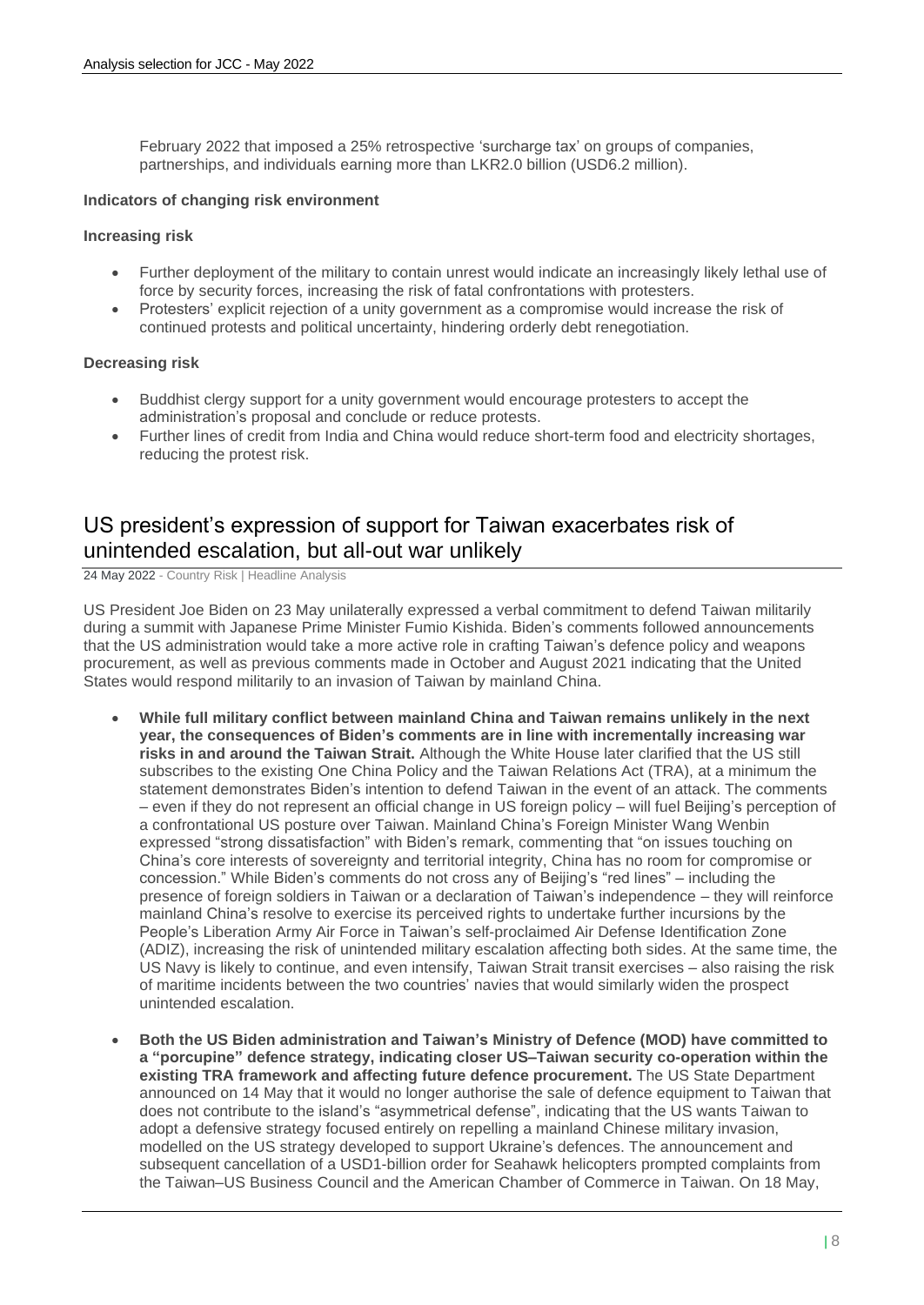February 2022 that imposed a 25% retrospective 'surcharge tax' on groups of companies, partnerships, and individuals earning more than LKR2.0 billion (USD6.2 million).

**Indicators of changing risk environment**

**Increasing risk**

- Further deployment of the military to contain unrest would indicate an increasingly likely lethal use of force by security forces, increasing the risk of fatal confrontations with protesters.
- Protesters' explicit rejection of a unity government as a compromise would increase the risk of continued protests and political uncertainty, hindering orderly debt renegotiation.

**Decreasing risk**

- Buddhist clergy support for a unity government would encourage protesters to accept the administration's proposal and conclude or reduce protests.
- Further lines of credit from India and China would reduce short-term food and electricity shortages, reducing the protest risk.

## US president's expression of support for Taiwan exacerbates risk of unintended escalation, but all-out war unlikely

24 May 2022 - Country Risk | Headline Analysis

US President Joe Biden on 23 May unilaterally expressed a verbal commitment to defend Taiwan militarily during a summit with Japanese Prime Minister Fumio Kishida. Biden's comments followed announcements that the US administration would take a more active role in crafting Taiwan's defence policy and weapons procurement, as well as previous comments made in October and August 2021 indicating that the United States would respond militarily to an invasion of Taiwan by mainland China.

- **While full military conflict between mainland China and Taiwan remains unlikely in the next year, the consequences of Biden's comments are in line with incrementally increasing war risks in and around the Taiwan Strait.** Although the White House later clarified that the US still subscribes to the existing One China Policy and the Taiwan Relations Act (TRA), at a minimum the statement demonstrates Biden's intention to defend Taiwan in the event of an attack. The comments – even if they do not represent an official change in US foreign policy – will fuel Beijing's perception of a confrontational US posture over Taiwan. Mainland China's Foreign Minister Wang Wenbin expressed "strong dissatisfaction" with Biden's remark, commenting that "on issues touching on China's core interests of sovereignty and territorial integrity, China has no room for compromise or concession." While Biden's comments do not cross any of Beijing's "red lines" – including the presence of foreign soldiers in Taiwan or a declaration of Taiwan's independence – they will reinforce mainland China's resolve to exercise its perceived rights to undertake further incursions by the People's Liberation Army Air Force in Taiwan's self-proclaimed Air Defense Identification Zone (ADIZ), increasing the risk of unintended military escalation affecting both sides. At the same time, the US Navy is likely to continue, and even intensify, Taiwan Strait transit exercises – also raising the risk of maritime incidents between the two countries' navies that would similarly widen the prospect unintended escalation.

- **Both the US Biden administration and Taiwan's Ministry of Defence (MOD) have committed to a "porcupine" defence strategy, indicating closer US–Taiwan security co-operation within the existing TRA framework and affecting future defence procurement.** The US State Department announced on 14 May that it would no longer authorise the sale of defence equipment to Taiwan that does not contribute to the island's "asymmetrical defense", indicating that the US wants Taiwan to adopt a defensive strategy focused entirely on repelling a mainland Chinese military invasion, modelled on the US strategy developed to support Ukraine's defences. The announcement and subsequent cancellation of a USD1-billion order for Seahawk helicopters prompted complaints from the Taiwan–US Business Council and the American Chamber of Commerce in Taiwan. On 18 May,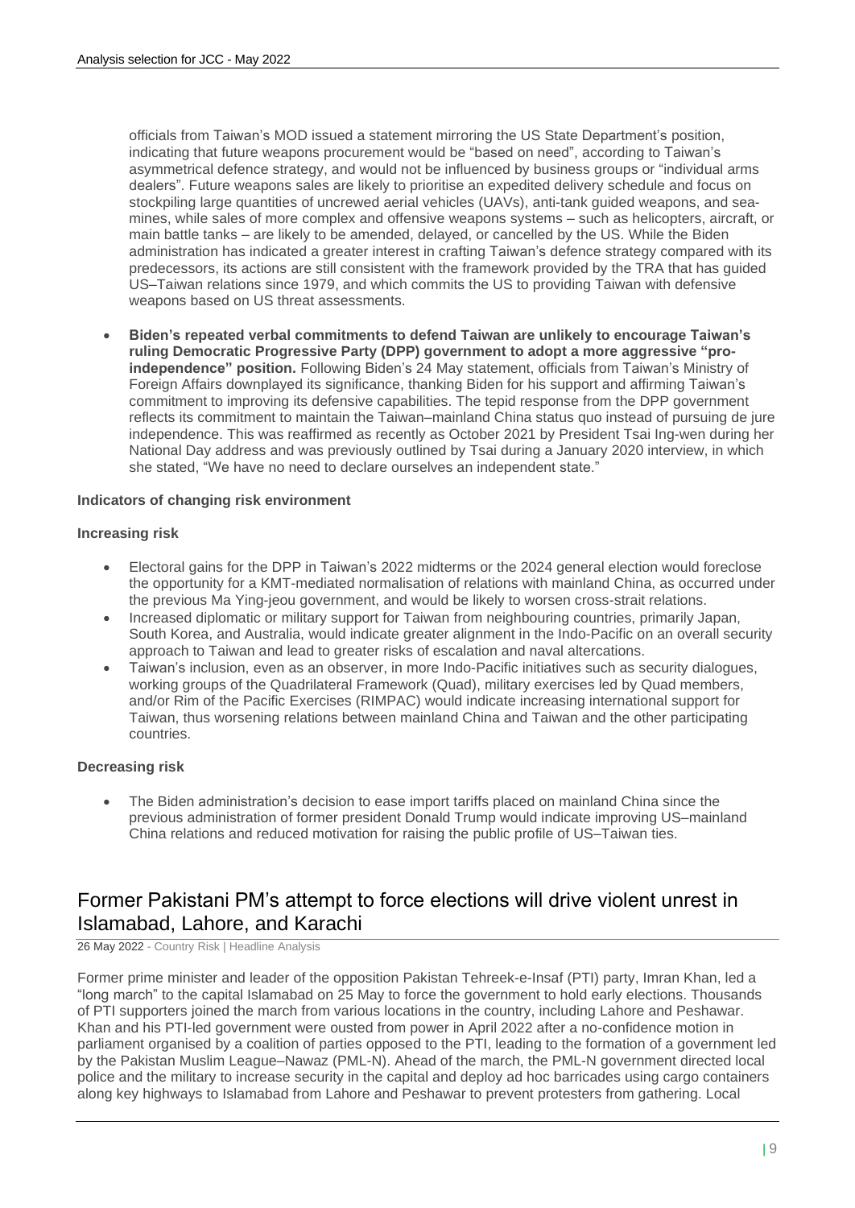officials from Taiwan's MOD issued a statement mirroring the US State Department's position, indicating that future weapons procurement would be "based on need", according to Taiwan's asymmetrical defence strategy, and would not be influenced by business groups or "individual arms dealers". Future weapons sales are likely to prioritise an expedited delivery schedule and focus on stockpiling large quantities of uncrewed aerial vehicles (UAVs), anti-tank guided weapons, and sea-mines, while sales of more complex and offensive weapons systems – such as helicopters, aircraft, or main battle tanks – are likely to be amended, delayed, or cancelled by the US. While the Biden administration has indicated a greater interest in crafting Taiwan's defence strategy compared with its predecessors, its actions are still consistent with the framework provided by the TRA that has guided US–Taiwan relations since 1979, and which commits the US to providing Taiwan with defensive weapons based on US threat assessments.

- **Biden's repeated verbal commitments to defend Taiwan are unlikely to encourage Taiwan's ruling Democratic Progressive Party (DPP) government to adopt a more aggressive "pro-independence" position.** Following Biden's 24 May statement, officials from Taiwan's Ministry of Foreign Affairs downplayed its significance, thanking Biden for his support and affirming Taiwan's commitment to improving its defensive capabilities. The tepid response from the DPP government reflects its commitment to maintain the Taiwan–mainland China status quo instead of pursuing de jure independence. This was reaffirmed as recently as October 2021 by President Tsai Ing-wen during her National Day address and was previously outlined by Tsai during a January 2020 interview, in which she stated, "We have no need to declare ourselves an independent state."

**Indicators of changing risk environment**

**Increasing risk**

- Electoral gains for the DPP in Taiwan's 2022 midterms or the 2024 general election would foreclose the opportunity for a KMT-mediated normalisation of relations with mainland China, as occurred under the previous Ma Ying-jeou government, and would be likely to worsen cross-strait relations.
- Increased diplomatic or military support for Taiwan from neighbouring countries, primarily Japan, South Korea, and Australia, would indicate greater alignment in the Indo-Pacific on an overall security approach to Taiwan and lead to greater risks of escalation and naval altercations.
- Taiwan's inclusion, even as an observer, in more Indo-Pacific initiatives such as security dialogues, working groups of the Quadrilateral Framework (Quad), military exercises led by Quad members, and/or Rim of the Pacific Exercises (RIMPAC) would indicate increasing international support for Taiwan, thus worsening relations between mainland China and Taiwan and the other participating countries.

**Decreasing risk**

- The Biden administration's decision to ease import tariffs placed on mainland China since the previous administration of former president Donald Trump would indicate improving US–mainland China relations and reduced motivation for raising the public profile of US–Taiwan ties.

## Former Pakistani PM's attempt to force elections will drive violent unrest in Islamabad, Lahore, and Karachi

26 May 2022 - Country Risk | Headline Analysis

Former prime minister and leader of the opposition Pakistan Tehreek-e-Insaf (PTI) party, Imran Khan, led a "long march" to the capital Islamabad on 25 May to force the government to hold early elections. Thousands of PTI supporters joined the march from various locations in the country, including Lahore and Peshawar. Khan and his PTI-led government were ousted from power in April 2022 after a no-confidence motion in parliament organised by a coalition of parties opposed to the PTI, leading to the formation of a government led by the Pakistan Muslim League–Nawaz (PML-N). Ahead of the march, the PML-N government directed local police and the military to increase security in the capital and deploy ad hoc barricades using cargo containers along key highways to Islamabad from Lahore and Peshawar to prevent protesters from gathering. Local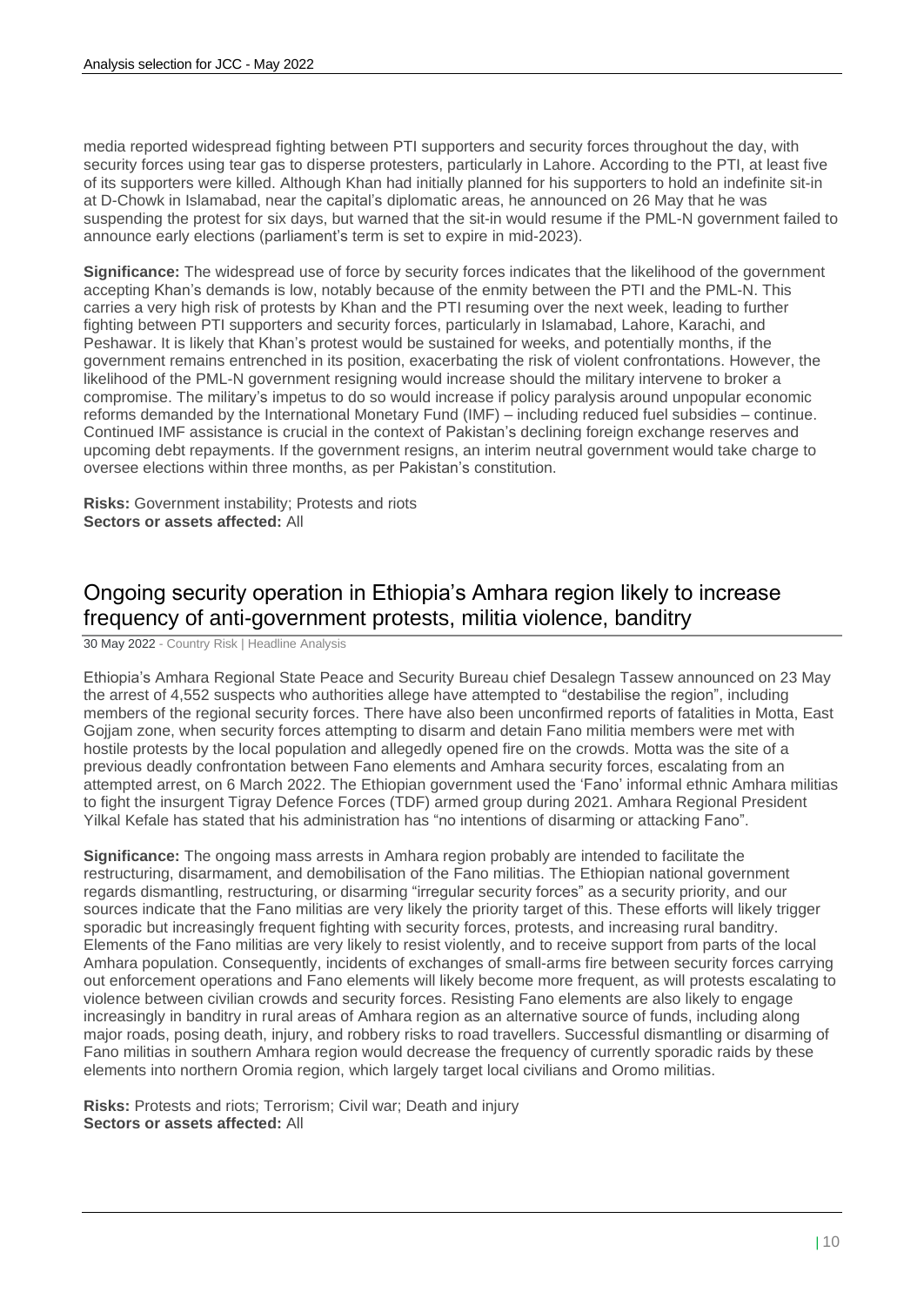media reported widespread fighting between PTI supporters and security forces throughout the day, with security forces using tear gas to disperse protesters, particularly in Lahore. According to the PTI, at least five of its supporters were killed. Although Khan had initially planned for his supporters to hold an indefinite sit-in at D-Chowk in Islamabad, near the capital's diplomatic areas, he announced on 26 May that he was suspending the protest for six days, but warned that the sit-in would resume if the PML-N government failed to announce early elections (parliament's term is set to expire in mid-2023).

**Significance:** The widespread use of force by security forces indicates that the likelihood of the government accepting Khan's demands is low, notably because of the enmity between the PTI and the PML-N. This carries a very high risk of protests by Khan and the PTI resuming over the next week, leading to further fighting between PTI supporters and security forces, particularly in Islamabad, Lahore, Karachi, and Peshawar. It is likely that Khan's protest would be sustained for weeks, and potentially months, if the government remains entrenched in its position, exacerbating the risk of violent confrontations. However, the likelihood of the PML-N government resigning would increase should the military intervene to broker a compromise. The military's impetus to do so would increase if policy paralysis around unpopular economic reforms demanded by the International Monetary Fund (IMF) – including reduced fuel subsidies – continue. Continued IMF assistance is crucial in the context of Pakistan's declining foreign exchange reserves and upcoming debt repayments. If the government resigns, an interim neutral government would take charge to oversee elections within three months, as per Pakistan's constitution.

**Risks:** Government instability; Protests and riots
**Sectors or assets affected:** All

## Ongoing security operation in Ethiopia's Amhara region likely to increase frequency of anti-government protests, militia violence, banditry

30 May 2022 - Country Risk | Headline Analysis

Ethiopia's Amhara Regional State Peace and Security Bureau chief Desalegn Tassew announced on 23 May the arrest of 4,552 suspects who authorities allege have attempted to "destabilise the region", including members of the regional security forces. There have also been unconfirmed reports of fatalities in Motta, East Gojjam zone, when security forces attempting to disarm and detain Fano militia members were met with hostile protests by the local population and allegedly opened fire on the crowds. Motta was the site of a previous deadly confrontation between Fano elements and Amhara security forces, escalating from an attempted arrest, on 6 March 2022. The Ethiopian government used the 'Fano' informal ethnic Amhara militias to fight the insurgent Tigray Defence Forces (TDF) armed group during 2021. Amhara Regional President Yilkal Kefale has stated that his administration has "no intentions of disarming or attacking Fano".

**Significance:** The ongoing mass arrests in Amhara region probably are intended to facilitate the restructuring, disarmament, and demobilisation of the Fano militias. The Ethiopian national government regards dismantling, restructuring, or disarming "irregular security forces" as a security priority, and our sources indicate that the Fano militias are very likely the priority target of this. These efforts will likely trigger sporadic but increasingly frequent fighting with security forces, protests, and increasing rural banditry. Elements of the Fano militias are very likely to resist violently, and to receive support from parts of the local Amhara population. Consequently, incidents of exchanges of small-arms fire between security forces carrying out enforcement operations and Fano elements will likely become more frequent, as will protests escalating to violence between civilian crowds and security forces. Resisting Fano elements are also likely to engage increasingly in banditry in rural areas of Amhara region as an alternative source of funds, including along major roads, posing death, injury, and robbery risks to road travellers. Successful dismantling or disarming of Fano militias in southern Amhara region would decrease the frequency of currently sporadic raids by these elements into northern Oromia region, which largely target local civilians and Oromo militias.

**Risks:** Protests and riots; Terrorism; Civil war; Death and injury
**Sectors or assets affected:** All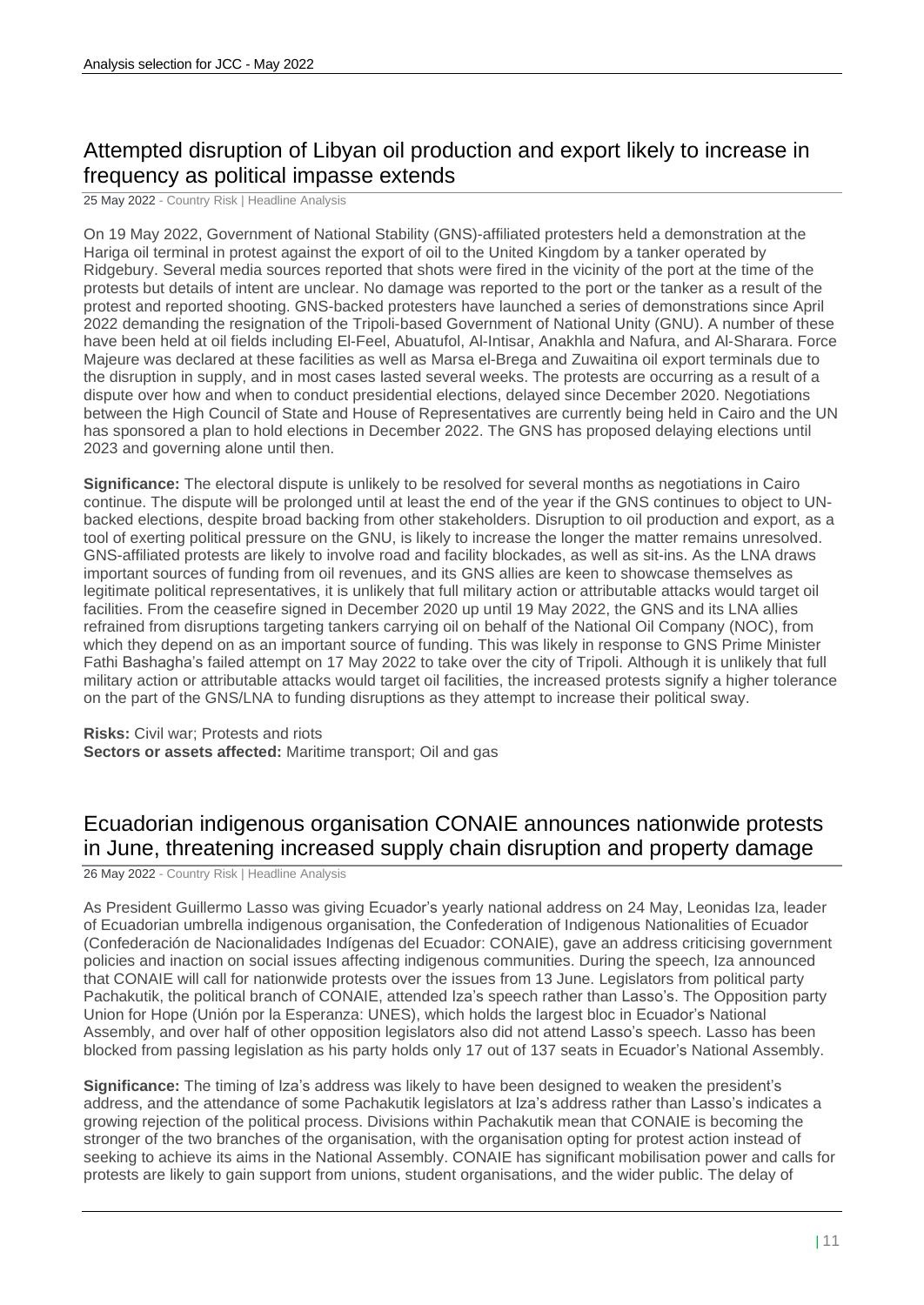## Attempted disruption of Libyan oil production and export likely to increase in frequency as political impasse extends

25 May 2022 - Country Risk | Headline Analysis

On 19 May 2022, Government of National Stability (GNS)-affiliated protesters held a demonstration at the Hariga oil terminal in protest against the export of oil to the United Kingdom by a tanker operated by Ridgebury. Several media sources reported that shots were fired in the vicinity of the port at the time of the protests but details of intent are unclear. No damage was reported to the port or the tanker as a result of the protest and reported shooting. GNS-backed protesters have launched a series of demonstrations since April 2022 demanding the resignation of the Tripoli-based Government of National Unity (GNU). A number of these have been held at oil fields including El-Feel, Abuatufol, Al-Intisar, Anakhla and Nafura, and Al-Sharara. Force Majeure was declared at these facilities as well as Marsa el-Brega and Zuwaitina oil export terminals due to the disruption in supply, and in most cases lasted several weeks. The protests are occurring as a result of a dispute over how and when to conduct presidential elections, delayed since December 2020. Negotiations between the High Council of State and House of Representatives are currently being held in Cairo and the UN has sponsored a plan to hold elections in December 2022. The GNS has proposed delaying elections until 2023 and governing alone until then.

**Significance:** The electoral dispute is unlikely to be resolved for several months as negotiations in Cairo continue. The dispute will be prolonged until at least the end of the year if the GNS continues to object to UN-backed elections, despite broad backing from other stakeholders. Disruption to oil production and export, as a tool of exerting political pressure on the GNU, is likely to increase the longer the matter remains unresolved. GNS-affiliated protests are likely to involve road and facility blockades, as well as sit-ins. As the LNA draws important sources of funding from oil revenues, and its GNS allies are keen to showcase themselves as legitimate political representatives, it is unlikely that full military action or attributable attacks would target oil facilities. From the ceasefire signed in December 2020 up until 19 May 2022, the GNS and its LNA allies refrained from disruptions targeting tankers carrying oil on behalf of the National Oil Company (NOC), from which they depend on as an important source of funding. This was likely in response to GNS Prime Minister Fathi Bashagha's failed attempt on 17 May 2022 to take over the city of Tripoli. Although it is unlikely that full military action or attributable attacks would target oil facilities, the increased protests signify a higher tolerance on the part of the GNS/LNA to funding disruptions as they attempt to increase their political sway.

**Risks:** Civil war; Protests and riots
**Sectors or assets affected:** Maritime transport; Oil and gas

## Ecuadorian indigenous organisation CONAIE announces nationwide protests in June, threatening increased supply chain disruption and property damage

26 May 2022 - Country Risk | Headline Analysis

As President Guillermo Lasso was giving Ecuador's yearly national address on 24 May, Leonidas Iza, leader of Ecuadorian umbrella indigenous organisation, the Confederation of Indigenous Nationalities of Ecuador (Confederación de Nacionalidades Indígenas del Ecuador: CONAIE), gave an address criticising government policies and inaction on social issues affecting indigenous communities. During the speech, Iza announced that CONAIE will call for nationwide protests over the issues from 13 June. Legislators from political party Pachakutik, the political branch of CONAIE, attended Iza's speech rather than Lasso's. The Opposition party Union for Hope (Unión por la Esperanza: UNES), which holds the largest bloc in Ecuador's National Assembly, and over half of other opposition legislators also did not attend Lasso's speech. Lasso has been blocked from passing legislation as his party holds only 17 out of 137 seats in Ecuador's National Assembly.

**Significance:** The timing of Iza's address was likely to have been designed to weaken the president's address, and the attendance of some Pachakutik legislators at Iza's address rather than Lasso's indicates a growing rejection of the political process. Divisions within Pachakutik mean that CONAIE is becoming the stronger of the two branches of the organisation, with the organisation opting for protest action instead of seeking to achieve its aims in the National Assembly. CONAIE has significant mobilisation power and calls for protests are likely to gain support from unions, student organisations, and the wider public. The delay of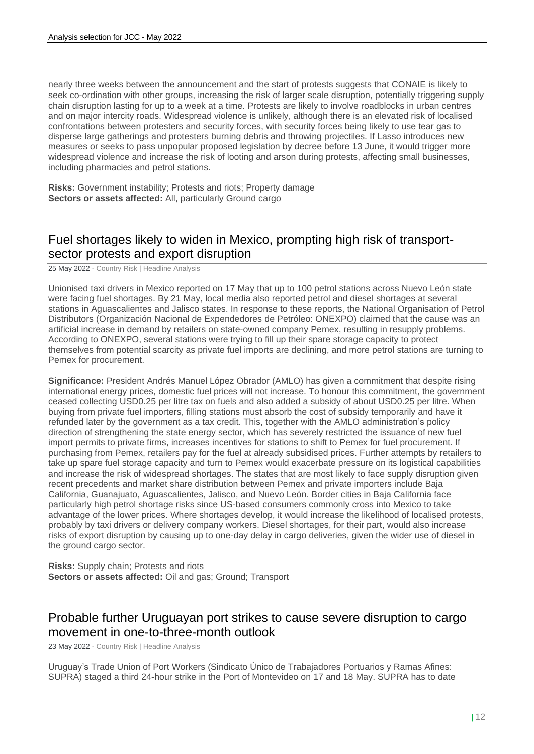nearly three weeks between the announcement and the start of protests suggests that CONAIE is likely to seek co-ordination with other groups, increasing the risk of larger scale disruption, potentially triggering supply chain disruption lasting for up to a week at a time. Protests are likely to involve roadblocks in urban centres and on major intercity roads. Widespread violence is unlikely, although there is an elevated risk of localised confrontations between protesters and security forces, with security forces being likely to use tear gas to disperse large gatherings and protesters burning debris and throwing projectiles. If Lasso introduces new measures or seeks to pass unpopular proposed legislation by decree before 13 June, it would trigger more widespread violence and increase the risk of looting and arson during protests, affecting small businesses, including pharmacies and petrol stations.

**Risks:** Government instability; Protests and riots; Property damage
**Sectors or assets affected:** All, particularly Ground cargo

## Fuel shortages likely to widen in Mexico, prompting high risk of transport-sector protests and export disruption

25 May 2022 - Country Risk | Headline Analysis

Unionised taxi drivers in Mexico reported on 17 May that up to 100 petrol stations across Nuevo León state were facing fuel shortages. By 21 May, local media also reported petrol and diesel shortages at several stations in Aguascalientes and Jalisco states. In response to these reports, the National Organisation of Petrol Distributors (Organización Nacional de Expendedores de Petróleo: ONEXPO) claimed that the cause was an artificial increase in demand by retailers on state-owned company Pemex, resulting in resupply problems. According to ONEXPO, several stations were trying to fill up their spare storage capacity to protect themselves from potential scarcity as private fuel imports are declining, and more petrol stations are turning to Pemex for procurement.

**Significance:** President Andrés Manuel López Obrador (AMLO) has given a commitment that despite rising international energy prices, domestic fuel prices will not increase. To honour this commitment, the government ceased collecting USD0.25 per litre tax on fuels and also added a subsidy of about USD0.25 per litre. When buying from private fuel importers, filling stations must absorb the cost of subsidy temporarily and have it refunded later by the government as a tax credit. This, together with the AMLO administration's policy direction of strengthening the state energy sector, which has severely restricted the issuance of new fuel import permits to private firms, increases incentives for stations to shift to Pemex for fuel procurement. If purchasing from Pemex, retailers pay for the fuel at already subsidised prices. Further attempts by retailers to take up spare fuel storage capacity and turn to Pemex would exacerbate pressure on its logistical capabilities and increase the risk of widespread shortages. The states that are most likely to face supply disruption given recent precedents and market share distribution between Pemex and private importers include Baja California, Guanajuato, Aguascalientes, Jalisco, and Nuevo León. Border cities in Baja California face particularly high petrol shortage risks since US-based consumers commonly cross into Mexico to take advantage of the lower prices. Where shortages develop, it would increase the likelihood of localised protests, probably by taxi drivers or delivery company workers. Diesel shortages, for their part, would also increase risks of export disruption by causing up to one-day delay in cargo deliveries, given the wider use of diesel in the ground cargo sector.

**Risks:** Supply chain; Protests and riots
**Sectors or assets affected:** Oil and gas; Ground; Transport

## Probable further Uruguayan port strikes to cause severe disruption to cargo movement in one-to-three-month outlook

23 May 2022 - Country Risk | Headline Analysis

Uruguay's Trade Union of Port Workers (Sindicato Único de Trabajadores Portuarios y Ramas Afines: SUPRA) staged a third 24-hour strike in the Port of Montevideo on 17 and 18 May. SUPRA has to date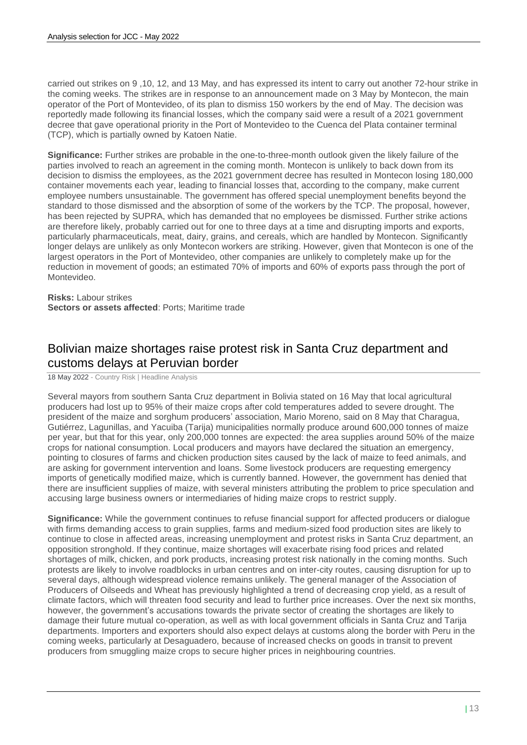carried out strikes on 9 ,10, 12, and 13 May, and has expressed its intent to carry out another 72-hour strike in the coming weeks. The strikes are in response to an announcement made on 3 May by Montecon, the main operator of the Port of Montevideo, of its plan to dismiss 150 workers by the end of May. The decision was reportedly made following its financial losses, which the company said were a result of a 2021 government decree that gave operational priority in the Port of Montevideo to the Cuenca del Plata container terminal (TCP), which is partially owned by Katoen Natie.

**Significance:** Further strikes are probable in the one-to-three-month outlook given the likely failure of the parties involved to reach an agreement in the coming month. Montecon is unlikely to back down from its decision to dismiss the employees, as the 2021 government decree has resulted in Montecon losing 180,000 container movements each year, leading to financial losses that, according to the company, make current employee numbers unsustainable. The government has offered special unemployment benefits beyond the standard to those dismissed and the absorption of some of the workers by the TCP. The proposal, however, has been rejected by SUPRA, which has demanded that no employees be dismissed. Further strike actions are therefore likely, probably carried out for one to three days at a time and disrupting imports and exports, particularly pharmaceuticals, meat, dairy, grains, and cereals, which are handled by Montecon. Significantly longer delays are unlikely as only Montecon workers are striking. However, given that Montecon is one of the largest operators in the Port of Montevideo, other companies are unlikely to completely make up for the reduction in movement of goods; an estimated 70% of imports and 60% of exports pass through the port of Montevideo.

**Risks:** Labour strikes
**Sectors or assets affected**: Ports; Maritime trade

## Bolivian maize shortages raise protest risk in Santa Cruz department and customs delays at Peruvian border

18 May 2022 - Country Risk | Headline Analysis

Several mayors from southern Santa Cruz department in Bolivia stated on 16 May that local agricultural producers had lost up to 95% of their maize crops after cold temperatures added to severe drought. The president of the maize and sorghum producers' association, Mario Moreno, said on 8 May that Charagua, Gutiérrez, Lagunillas, and Yacuiba (Tarija) municipalities normally produce around 600,000 tonnes of maize per year, but that for this year, only 200,000 tonnes are expected: the area supplies around 50% of the maize crops for national consumption. Local producers and mayors have declared the situation an emergency, pointing to closures of farms and chicken production sites caused by the lack of maize to feed animals, and are asking for government intervention and loans. Some livestock producers are requesting emergency imports of genetically modified maize, which is currently banned. However, the government has denied that there are insufficient supplies of maize, with several ministers attributing the problem to price speculation and accusing large business owners or intermediaries of hiding maize crops to restrict supply.

**Significance:** While the government continues to refuse financial support for affected producers or dialogue with firms demanding access to grain supplies, farms and medium-sized food production sites are likely to continue to close in affected areas, increasing unemployment and protest risks in Santa Cruz department, an opposition stronghold. If they continue, maize shortages will exacerbate rising food prices and related shortages of milk, chicken, and pork products, increasing protest risk nationally in the coming months. Such protests are likely to involve roadblocks in urban centres and on inter-city routes, causing disruption for up to several days, although widespread violence remains unlikely. The general manager of the Association of Producers of Oilseeds and Wheat has previously highlighted a trend of decreasing crop yield, as a result of climate factors, which will threaten food security and lead to further price increases. Over the next six months, however, the government's accusations towards the private sector of creating the shortages are likely to damage their future mutual co-operation, as well as with local government officials in Santa Cruz and Tarija departments. Importers and exporters should also expect delays at customs along the border with Peru in the coming weeks, particularly at Desaguadero, because of increased checks on goods in transit to prevent producers from smuggling maize crops to secure higher prices in neighbouring countries.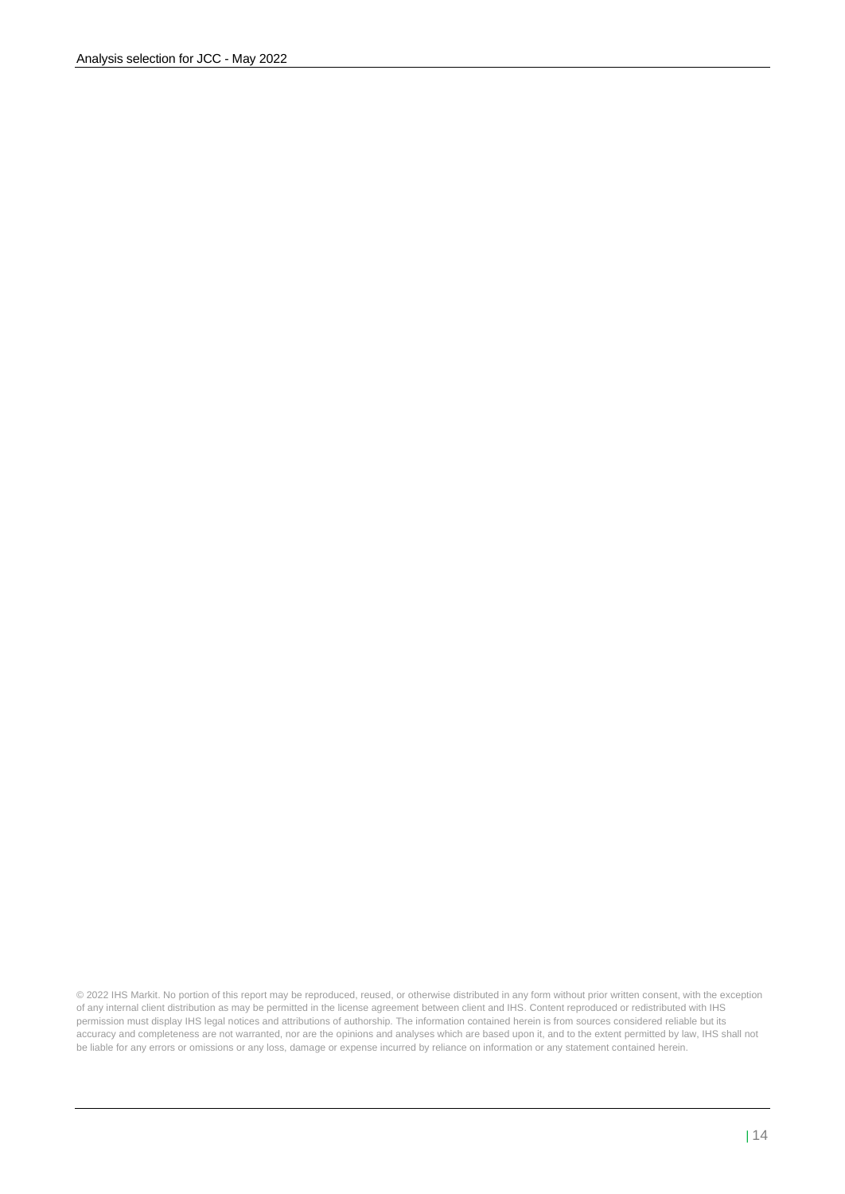© 2022 IHS Markit. No portion of this report may be reproduced, reused, or otherwise distributed in any form without prior written consent, with the exception of any internal client distribution as may be permitted in the license agreement between client and IHS. Content reproduced or redistributed with IHS permission must display IHS legal notices and attributions of authorship. The information contained herein is from sources considered reliable but its accuracy and completeness are not warranted, nor are the opinions and analyses which are based upon it, and to the extent permitted by law, IHS shall not be liable for any errors or omissions or any loss, damage or expense incurred by reliance on information or any statement contained herein.